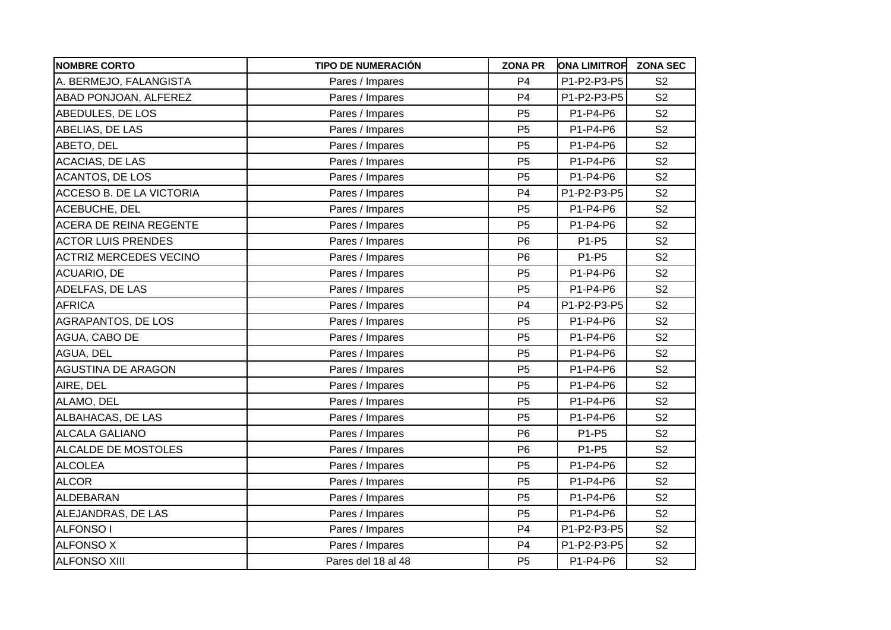| NOMBRE CORTO | TIPO DE NUMERACIÓN | ZONA PR | ONA LIMITROF | ZONA SEC |
|---|---|---|---|---|
| A. BERMEJO, FALANGISTA | Pares / Impares | P4 | P1-P2-P3-P5 | S2 |
| ABAD PONJOAN, ALFEREZ | Pares / Impares | P4 | P1-P2-P3-P5 | S2 |
| ABEDULES, DE LOS | Pares / Impares | P5 | P1-P4-P6 | S2 |
| ABELIAS, DE LAS | Pares / Impares | P5 | P1-P4-P6 | S2 |
| ABETO, DEL | Pares / Impares | P5 | P1-P4-P6 | S2 |
| ACACIAS, DE LAS | Pares / Impares | P5 | P1-P4-P6 | S2 |
| ACANTOS, DE LOS | Pares / Impares | P5 | P1-P4-P6 | S2 |
| ACCESO B. DE LA VICTORIA | Pares / Impares | P4 | P1-P2-P3-P5 | S2 |
| ACEBUCHE, DEL | Pares / Impares | P5 | P1-P4-P6 | S2 |
| ACERA DE REINA REGENTE | Pares / Impares | P5 | P1-P4-P6 | S2 |
| ACTOR LUIS PRENDES | Pares / Impares | P6 | P1-P5 | S2 |
| ACTRIZ MERCEDES VECINO | Pares / Impares | P6 | P1-P5 | S2 |
| ACUARIO, DE | Pares / Impares | P5 | P1-P4-P6 | S2 |
| ADELFAS, DE LAS | Pares / Impares | P5 | P1-P4-P6 | S2 |
| AFRICA | Pares / Impares | P4 | P1-P2-P3-P5 | S2 |
| AGRAPANTOS, DE LOS | Pares / Impares | P5 | P1-P4-P6 | S2 |
| AGUA, CABO DE | Pares / Impares | P5 | P1-P4-P6 | S2 |
| AGUA, DEL | Pares / Impares | P5 | P1-P4-P6 | S2 |
| AGUSTINA DE ARAGON | Pares / Impares | P5 | P1-P4-P6 | S2 |
| AIRE, DEL | Pares / Impares | P5 | P1-P4-P6 | S2 |
| ALAMO, DEL | Pares / Impares | P5 | P1-P4-P6 | S2 |
| ALBAHACAS, DE LAS | Pares / Impares | P5 | P1-P4-P6 | S2 |
| ALCALA GALIANO | Pares / Impares | P6 | P1-P5 | S2 |
| ALCALDE DE MOSTOLES | Pares / Impares | P6 | P1-P5 | S2 |
| ALCOLEA | Pares / Impares | P5 | P1-P4-P6 | S2 |
| ALCOR | Pares / Impares | P5 | P1-P4-P6 | S2 |
| ALDEBARAN | Pares / Impares | P5 | P1-P4-P6 | S2 |
| ALEJANDRAS, DE LAS | Pares / Impares | P5 | P1-P4-P6 | S2 |
| ALFONSO I | Pares / Impares | P4 | P1-P2-P3-P5 | S2 |
| ALFONSO X | Pares / Impares | P4 | P1-P2-P3-P5 | S2 |
| ALFONSO XIII | Pares del 18 al 48 | P5 | P1-P4-P6 | S2 |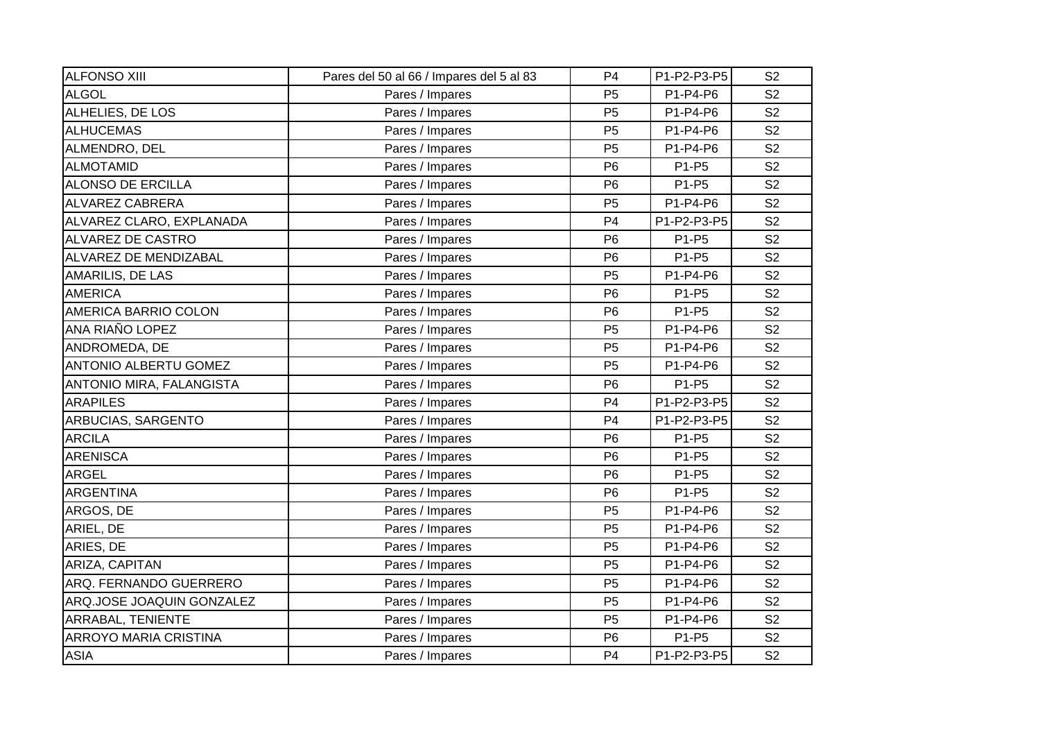| ALFONSO XIII | Pares del 50 al 66 / Impares del 5 al 83 | P4 | P1-P2-P3-P5 | S2 |
|---|---|---|---|---|
| ALGOL | Pares / Impares | P5 | P1-P4-P6 | S2 |
| ALHELIES, DE LOS | Pares / Impares | P5 | P1-P4-P6 | S2 |
| ALHUCEMAS | Pares / Impares | P5 | P1-P4-P6 | S2 |
| ALMENDRO, DEL | Pares / Impares | P5 | P1-P4-P6 | S2 |
| ALMOTAMID | Pares / Impares | P6 | P1-P5 | S2 |
| ALONSO DE ERCILLA | Pares / Impares | P6 | P1-P5 | S2 |
| ALVAREZ CABRERA | Pares / Impares | P5 | P1-P4-P6 | S2 |
| ALVAREZ CLARO, EXPLANADA | Pares / Impares | P4 | P1-P2-P3-P5 | S2 |
| ALVAREZ DE CASTRO | Pares / Impares | P6 | P1-P5 | S2 |
| ALVAREZ DE MENDIZABAL | Pares / Impares | P6 | P1-P5 | S2 |
| AMARILIS, DE LAS | Pares / Impares | P5 | P1-P4-P6 | S2 |
| AMERICA | Pares / Impares | P6 | P1-P5 | S2 |
| AMERICA BARRIO COLON | Pares / Impares | P6 | P1-P5 | S2 |
| ANA RIAÑO LOPEZ | Pares / Impares | P5 | P1-P4-P6 | S2 |
| ANDROMEDA, DE | Pares / Impares | P5 | P1-P4-P6 | S2 |
| ANTONIO ALBERTU GOMEZ | Pares / Impares | P5 | P1-P4-P6 | S2 |
| ANTONIO MIRA, FALANGISTA | Pares / Impares | P6 | P1-P5 | S2 |
| ARAPILES | Pares / Impares | P4 | P1-P2-P3-P5 | S2 |
| ARBUCIAS, SARGENTO | Pares / Impares | P4 | P1-P2-P3-P5 | S2 |
| ARCILA | Pares / Impares | P6 | P1-P5 | S2 |
| ARENISCA | Pares / Impares | P6 | P1-P5 | S2 |
| ARGEL | Pares / Impares | P6 | P1-P5 | S2 |
| ARGENTINA | Pares / Impares | P6 | P1-P5 | S2 |
| ARGOS, DE | Pares / Impares | P5 | P1-P4-P6 | S2 |
| ARIEL, DE | Pares / Impares | P5 | P1-P4-P6 | S2 |
| ARIES, DE | Pares / Impares | P5 | P1-P4-P6 | S2 |
| ARIZA, CAPITAN | Pares / Impares | P5 | P1-P4-P6 | S2 |
| ARQ. FERNANDO GUERRERO | Pares / Impares | P5 | P1-P4-P6 | S2 |
| ARQ.JOSE JOAQUIN GONZALEZ | Pares / Impares | P5 | P1-P4-P6 | S2 |
| ARRABAL, TENIENTE | Pares / Impares | P5 | P1-P4-P6 | S2 |
| ARROYO MARIA CRISTINA | Pares / Impares | P6 | P1-P5 | S2 |
| ASIA | Pares / Impares | P4 | P1-P2-P3-P5 | S2 |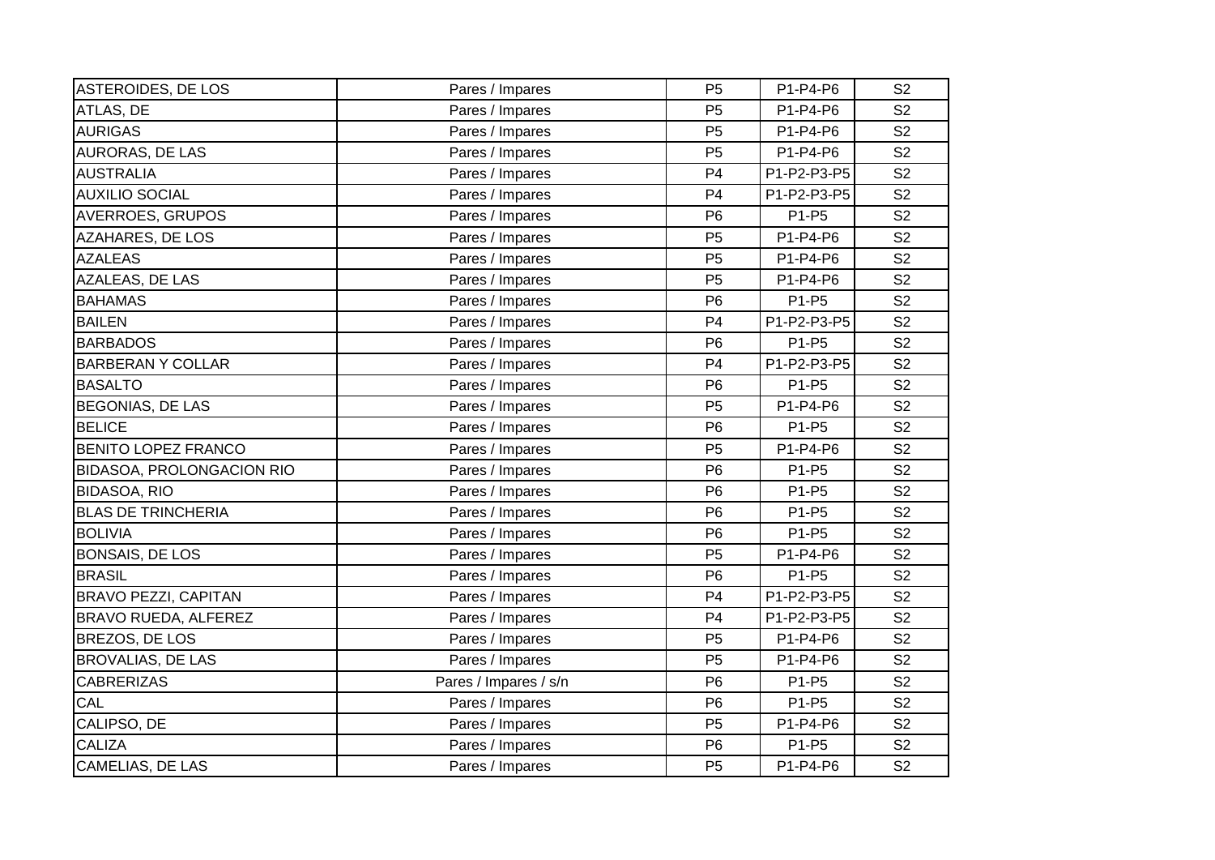| | | | | |
|---|---|---|---|---|
| ASTEROIDES, DE LOS | Pares / Impares | P5 | P1-P4-P6 | S2 |
| ATLAS, DE | Pares / Impares | P5 | P1-P4-P6 | S2 |
| AURIGAS | Pares / Impares | P5 | P1-P4-P6 | S2 |
| AURORAS, DE LAS | Pares / Impares | P5 | P1-P4-P6 | S2 |
| AUSTRALIA | Pares / Impares | P4 | P1-P2-P3-P5 | S2 |
| AUXILIO SOCIAL | Pares / Impares | P4 | P1-P2-P3-P5 | S2 |
| AVERROES, GRUPOS | Pares / Impares | P6 | P1-P5 | S2 |
| AZAHARES, DE LOS | Pares / Impares | P5 | P1-P4-P6 | S2 |
| AZALEAS | Pares / Impares | P5 | P1-P4-P6 | S2 |
| AZALEAS, DE LAS | Pares / Impares | P5 | P1-P4-P6 | S2 |
| BAHAMAS | Pares / Impares | P6 | P1-P5 | S2 |
| BAILEN | Pares / Impares | P4 | P1-P2-P3-P5 | S2 |
| BARBADOS | Pares / Impares | P6 | P1-P5 | S2 |
| BARBERAN Y COLLAR | Pares / Impares | P4 | P1-P2-P3-P5 | S2 |
| BASALTO | Pares / Impares | P6 | P1-P5 | S2 |
| BEGONIAS, DE LAS | Pares / Impares | P5 | P1-P4-P6 | S2 |
| BELICE | Pares / Impares | P6 | P1-P5 | S2 |
| BENITO LOPEZ FRANCO | Pares / Impares | P5 | P1-P4-P6 | S2 |
| BIDASOA, PROLONGACION RIO | Pares / Impares | P6 | P1-P5 | S2 |
| BIDASOA, RIO | Pares / Impares | P6 | P1-P5 | S2 |
| BLAS DE TRINCHERIA | Pares / Impares | P6 | P1-P5 | S2 |
| BOLIVIA | Pares / Impares | P6 | P1-P5 | S2 |
| BONSAIS, DE LOS | Pares / Impares | P5 | P1-P4-P6 | S2 |
| BRASIL | Pares / Impares | P6 | P1-P5 | S2 |
| BRAVO PEZZI, CAPITAN | Pares / Impares | P4 | P1-P2-P3-P5 | S2 |
| BRAVO RUEDA, ALFEREZ | Pares / Impares | P4 | P1-P2-P3-P5 | S2 |
| BREZOS, DE LOS | Pares / Impares | P5 | P1-P4-P6 | S2 |
| BROVALIAS, DE LAS | Pares / Impares | P5 | P1-P4-P6 | S2 |
| CABRERIZAS | Pares / Impares / s/n | P6 | P1-P5 | S2 |
| CAL | Pares / Impares | P6 | P1-P5 | S2 |
| CALIPSO, DE | Pares / Impares | P5 | P1-P4-P6 | S2 |
| CALIZA | Pares / Impares | P6 | P1-P5 | S2 |
| CAMELIAS, DE LAS | Pares / Impares | P5 | P1-P4-P6 | S2 |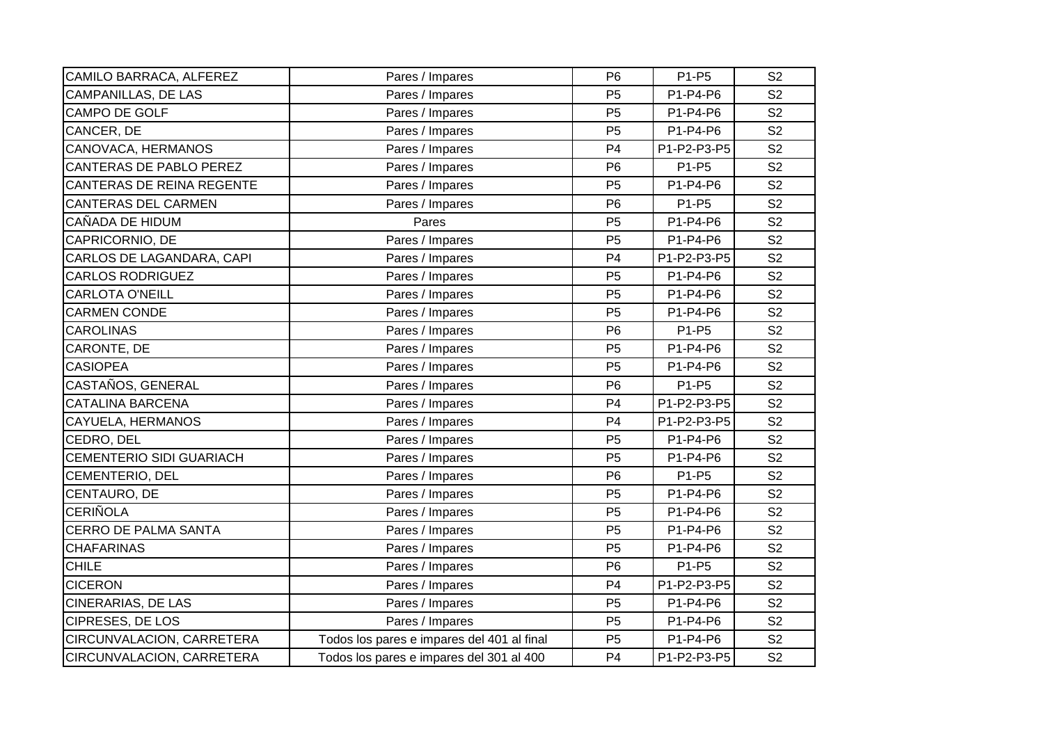| | | | | |
|---|---|---|---|---|
| CAMILO BARRACA, ALFEREZ | Pares / Impares | P6 | P1-P5 | S2 |
| CAMPANILLAS, DE LAS | Pares / Impares | P5 | P1-P4-P6 | S2 |
| CAMPO DE GOLF | Pares / Impares | P5 | P1-P4-P6 | S2 |
| CANCER, DE | Pares / Impares | P5 | P1-P4-P6 | S2 |
| CANOVACA, HERMANOS | Pares / Impares | P4 | P1-P2-P3-P5 | S2 |
| CANTERAS DE PABLO PEREZ | Pares / Impares | P6 | P1-P5 | S2 |
| CANTERAS DE REINA REGENTE | Pares / Impares | P5 | P1-P4-P6 | S2 |
| CANTERAS DEL CARMEN | Pares / Impares | P6 | P1-P5 | S2 |
| CAÑADA DE HIDUM | Pares | P5 | P1-P4-P6 | S2 |
| CAPRICORNIO, DE | Pares / Impares | P5 | P1-P4-P6 | S2 |
| CARLOS DE LAGANDARA, CAPI | Pares / Impares | P4 | P1-P2-P3-P5 | S2 |
| CARLOS RODRIGUEZ | Pares / Impares | P5 | P1-P4-P6 | S2 |
| CARLOTA O'NEILL | Pares / Impares | P5 | P1-P4-P6 | S2 |
| CARMEN CONDE | Pares / Impares | P5 | P1-P4-P6 | S2 |
| CAROLINAS | Pares / Impares | P6 | P1-P5 | S2 |
| CARONTE, DE | Pares / Impares | P5 | P1-P4-P6 | S2 |
| CASIOPEA | Pares / Impares | P5 | P1-P4-P6 | S2 |
| CASTAÑOS, GENERAL | Pares / Impares | P6 | P1-P5 | S2 |
| CATALINA BARCENA | Pares / Impares | P4 | P1-P2-P3-P5 | S2 |
| CAYUELA, HERMANOS | Pares / Impares | P4 | P1-P2-P3-P5 | S2 |
| CEDRO, DEL | Pares / Impares | P5 | P1-P4-P6 | S2 |
| CEMENTERIO SIDI GUARIACH | Pares / Impares | P5 | P1-P4-P6 | S2 |
| CEMENTERIO, DEL | Pares / Impares | P6 | P1-P5 | S2 |
| CENTAURO, DE | Pares / Impares | P5 | P1-P4-P6 | S2 |
| CERIÑOLA | Pares / Impares | P5 | P1-P4-P6 | S2 |
| CERRO DE PALMA SANTA | Pares / Impares | P5 | P1-P4-P6 | S2 |
| CHAFARINAS | Pares / Impares | P5 | P1-P4-P6 | S2 |
| CHILE | Pares / Impares | P6 | P1-P5 | S2 |
| CICERON | Pares / Impares | P4 | P1-P2-P3-P5 | S2 |
| CINERARIAS, DE LAS | Pares / Impares | P5 | P1-P4-P6 | S2 |
| CIPRESES, DE LOS | Pares / Impares | P5 | P1-P4-P6 | S2 |
| CIRCUNVALACION, CARRETERA | Todos los pares e impares del 401 al final | P5 | P1-P4-P6 | S2 |
| CIRCUNVALACION, CARRETERA | Todos los pares e impares del 301 al 400 | P4 | P1-P2-P3-P5 | S2 |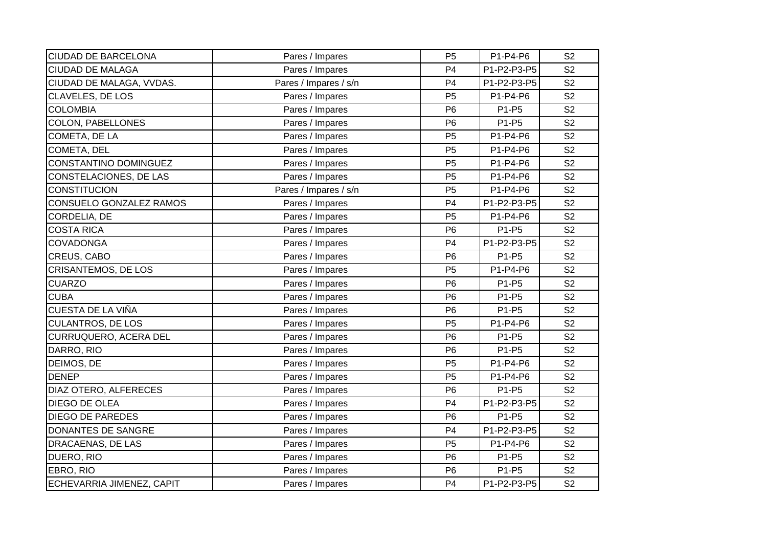| | | | | |
|---|---|---|---|---|
| CIUDAD DE BARCELONA | Pares / Impares | P5 | P1-P4-P6 | S2 |
| CIUDAD DE MALAGA | Pares / Impares | P4 | P1-P2-P3-P5 | S2 |
| CIUDAD DE MALAGA, VVDAS. | Pares / Impares / s/n | P4 | P1-P2-P3-P5 | S2 |
| CLAVELES, DE LOS | Pares / Impares | P5 | P1-P4-P6 | S2 |
| COLOMBIA | Pares / Impares | P6 | P1-P5 | S2 |
| COLON, PABELLONES | Pares / Impares | P6 | P1-P5 | S2 |
| COMETA, DE LA | Pares / Impares | P5 | P1-P4-P6 | S2 |
| COMETA, DEL | Pares / Impares | P5 | P1-P4-P6 | S2 |
| CONSTANTINO DOMINGUEZ | Pares / Impares | P5 | P1-P4-P6 | S2 |
| CONSTELACIONES, DE LAS | Pares / Impares | P5 | P1-P4-P6 | S2 |
| CONSTITUCION | Pares / Impares / s/n | P5 | P1-P4-P6 | S2 |
| CONSUELO GONZALEZ RAMOS | Pares / Impares | P4 | P1-P2-P3-P5 | S2 |
| CORDELIA, DE | Pares / Impares | P5 | P1-P4-P6 | S2 |
| COSTA RICA | Pares / Impares | P6 | P1-P5 | S2 |
| COVADONGA | Pares / Impares | P4 | P1-P2-P3-P5 | S2 |
| CREUS, CABO | Pares / Impares | P6 | P1-P5 | S2 |
| CRISANTEMOS, DE LOS | Pares / Impares | P5 | P1-P4-P6 | S2 |
| CUARZO | Pares / Impares | P6 | P1-P5 | S2 |
| CUBA | Pares / Impares | P6 | P1-P5 | S2 |
| CUESTA DE LA VIÑA | Pares / Impares | P6 | P1-P5 | S2 |
| CULANTROS, DE LOS | Pares / Impares | P5 | P1-P4-P6 | S2 |
| CURRUQUERO, ACERA DEL | Pares / Impares | P6 | P1-P5 | S2 |
| DARRO, RIO | Pares / Impares | P6 | P1-P5 | S2 |
| DEIMOS, DE | Pares / Impares | P5 | P1-P4-P6 | S2 |
| DENEP | Pares / Impares | P5 | P1-P4-P6 | S2 |
| DIAZ OTERO, ALFERECES | Pares / Impares | P6 | P1-P5 | S2 |
| DIEGO DE OLEA | Pares / Impares | P4 | P1-P2-P3-P5 | S2 |
| DIEGO DE PAREDES | Pares / Impares | P6 | P1-P5 | S2 |
| DONANTES DE SANGRE | Pares / Impares | P4 | P1-P2-P3-P5 | S2 |
| DRACAENAS, DE LAS | Pares / Impares | P5 | P1-P4-P6 | S2 |
| DUERO, RIO | Pares / Impares | P6 | P1-P5 | S2 |
| EBRO, RIO | Pares / Impares | P6 | P1-P5 | S2 |
| ECHEVARRIA JIMENEZ, CAPIT | Pares / Impares | P4 | P1-P2-P3-P5 | S2 |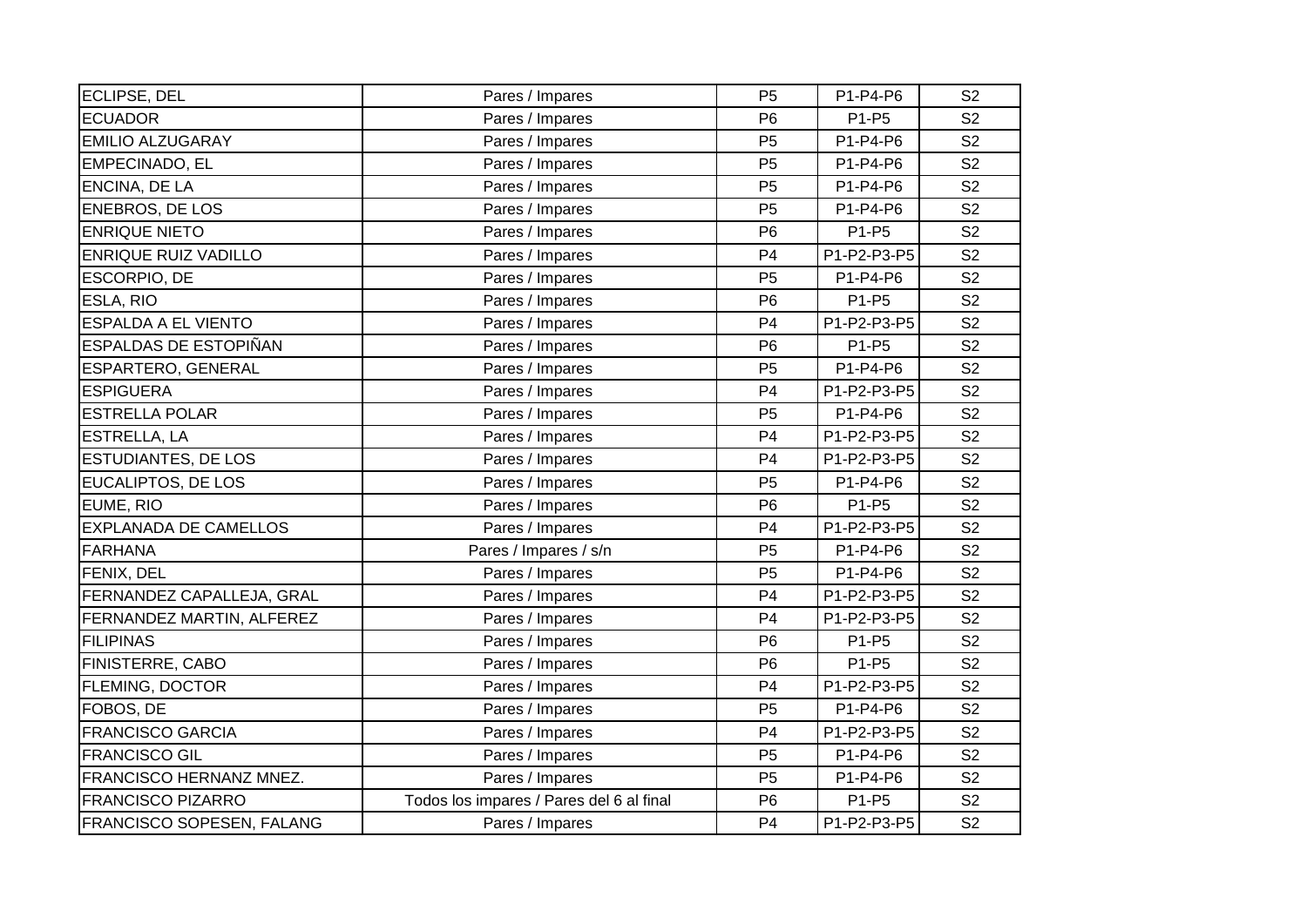| | | | | |
|---|---|---|---|---|
| ECLIPSE, DEL | Pares / Impares | P5 | P1-P4-P6 | S2 |
| ECUADOR | Pares / Impares | P6 | P1-P5 | S2 |
| EMILIO ALZUGARAY | Pares / Impares | P5 | P1-P4-P6 | S2 |
| EMPECINADO, EL | Pares / Impares | P5 | P1-P4-P6 | S2 |
| ENCINA, DE LA | Pares / Impares | P5 | P1-P4-P6 | S2 |
| ENEBROS, DE LOS | Pares / Impares | P5 | P1-P4-P6 | S2 |
| ENRIQUE NIETO | Pares / Impares | P6 | P1-P5 | S2 |
| ENRIQUE RUIZ VADILLO | Pares / Impares | P4 | P1-P2-P3-P5 | S2 |
| ESCORPIO, DE | Pares / Impares | P5 | P1-P4-P6 | S2 |
| ESLA, RIO | Pares / Impares | P6 | P1-P5 | S2 |
| ESPALDA A EL VIENTO | Pares / Impares | P4 | P1-P2-P3-P5 | S2 |
| ESPALDAS DE ESTOPIÑAN | Pares / Impares | P6 | P1-P5 | S2 |
| ESPARTERO, GENERAL | Pares / Impares | P5 | P1-P4-P6 | S2 |
| ESPIGUERA | Pares / Impares | P4 | P1-P2-P3-P5 | S2 |
| ESTRELLA POLAR | Pares / Impares | P5 | P1-P4-P6 | S2 |
| ESTRELLA, LA | Pares / Impares | P4 | P1-P2-P3-P5 | S2 |
| ESTUDIANTES, DE LOS | Pares / Impares | P4 | P1-P2-P3-P5 | S2 |
| EUCALIPTOS, DE LOS | Pares / Impares | P5 | P1-P4-P6 | S2 |
| EUME, RIO | Pares / Impares | P6 | P1-P5 | S2 |
| EXPLANADA DE CAMELLOS | Pares / Impares | P4 | P1-P2-P3-P5 | S2 |
| FARHANA | Pares / Impares / s/n | P5 | P1-P4-P6 | S2 |
| FENIX, DEL | Pares / Impares | P5 | P1-P4-P6 | S2 |
| FERNANDEZ CAPALLEJA, GRAL | Pares / Impares | P4 | P1-P2-P3-P5 | S2 |
| FERNANDEZ MARTIN, ALFEREZ | Pares / Impares | P4 | P1-P2-P3-P5 | S2 |
| FILIPINAS | Pares / Impares | P6 | P1-P5 | S2 |
| FINISTERRE, CABO | Pares / Impares | P6 | P1-P5 | S2 |
| FLEMING, DOCTOR | Pares / Impares | P4 | P1-P2-P3-P5 | S2 |
| FOBOS, DE | Pares / Impares | P5 | P1-P4-P6 | S2 |
| FRANCISCO GARCIA | Pares / Impares | P4 | P1-P2-P3-P5 | S2 |
| FRANCISCO GIL | Pares / Impares | P5 | P1-P4-P6 | S2 |
| FRANCISCO HERNANZ MNEZ. | Pares / Impares | P5 | P1-P4-P6 | S2 |
| FRANCISCO PIZARRO | Todos los impares / Pares del 6 al final | P6 | P1-P5 | S2 |
| FRANCISCO SOPESEN, FALANG | Pares / Impares | P4 | P1-P2-P3-P5 | S2 |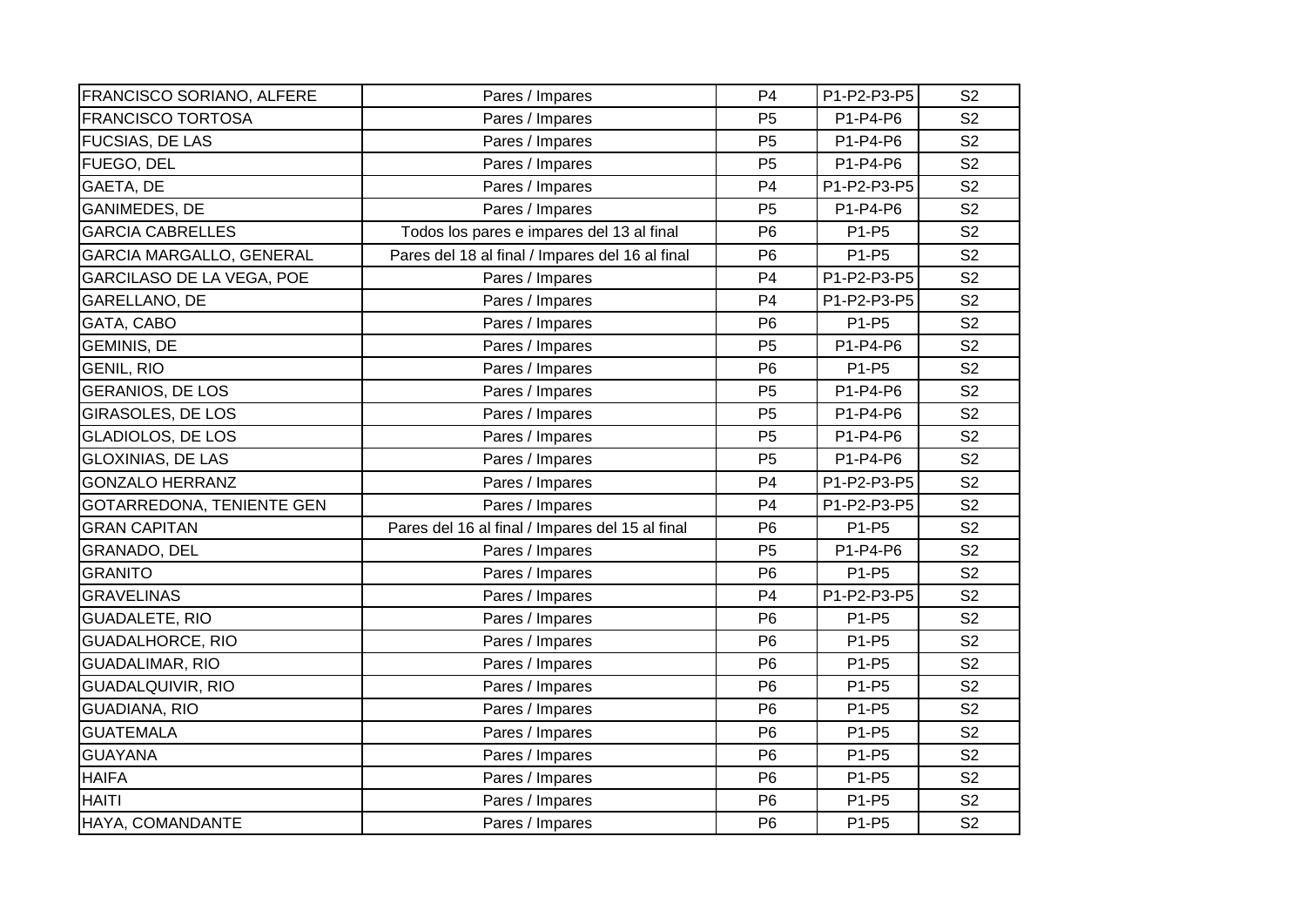| | | | | |
|---|---|---|---|---|
| FRANCISCO SORIANO, ALFERE | Pares / Impares | P4 | P1-P2-P3-P5 | S2 |
| FRANCISCO TORTOSA | Pares / Impares | P5 | P1-P4-P6 | S2 |
| FUCSIAS, DE LAS | Pares / Impares | P5 | P1-P4-P6 | S2 |
| FUEGO, DEL | Pares / Impares | P5 | P1-P4-P6 | S2 |
| GAETA, DE | Pares / Impares | P4 | P1-P2-P3-P5 | S2 |
| GANIMEDES, DE | Pares / Impares | P5 | P1-P4-P6 | S2 |
| GARCIA CABRELLES | Todos los pares e impares del 13 al final | P6 | P1-P5 | S2 |
| GARCIA MARGALLO, GENERAL | Pares del 18 al final / Impares del 16 al final | P6 | P1-P5 | S2 |
| GARCILASO DE LA VEGA, POE | Pares / Impares | P4 | P1-P2-P3-P5 | S2 |
| GARELLANO, DE | Pares / Impares | P4 | P1-P2-P3-P5 | S2 |
| GATA, CABO | Pares / Impares | P6 | P1-P5 | S2 |
| GEMINIS, DE | Pares / Impares | P5 | P1-P4-P6 | S2 |
| GENIL, RIO | Pares / Impares | P6 | P1-P5 | S2 |
| GERANIOS, DE LOS | Pares / Impares | P5 | P1-P4-P6 | S2 |
| GIRASOLES, DE LOS | Pares / Impares | P5 | P1-P4-P6 | S2 |
| GLADIOLOS, DE LOS | Pares / Impares | P5 | P1-P4-P6 | S2 |
| GLOXINIAS, DE LAS | Pares / Impares | P5 | P1-P4-P6 | S2 |
| GONZALO HERRANZ | Pares / Impares | P4 | P1-P2-P3-P5 | S2 |
| GOTARREDONA, TENIENTE GEN | Pares / Impares | P4 | P1-P2-P3-P5 | S2 |
| GRAN CAPITAN | Pares del 16 al final / Impares del 15 al final | P6 | P1-P5 | S2 |
| GRANADO, DEL | Pares / Impares | P5 | P1-P4-P6 | S2 |
| GRANITO | Pares / Impares | P6 | P1-P5 | S2 |
| GRAVELINAS | Pares / Impares | P4 | P1-P2-P3-P5 | S2 |
| GUADALETE, RIO | Pares / Impares | P6 | P1-P5 | S2 |
| GUADALHORCE, RIO | Pares / Impares | P6 | P1-P5 | S2 |
| GUADALIMAR, RIO | Pares / Impares | P6 | P1-P5 | S2 |
| GUADALQUIVIR, RIO | Pares / Impares | P6 | P1-P5 | S2 |
| GUADIANA, RIO | Pares / Impares | P6 | P1-P5 | S2 |
| GUATEMALA | Pares / Impares | P6 | P1-P5 | S2 |
| GUAYANA | Pares / Impares | P6 | P1-P5 | S2 |
| HAIFA | Pares / Impares | P6 | P1-P5 | S2 |
| HAITI | Pares / Impares | P6 | P1-P5 | S2 |
| HAYA, COMANDANTE | Pares / Impares | P6 | P1-P5 | S2 |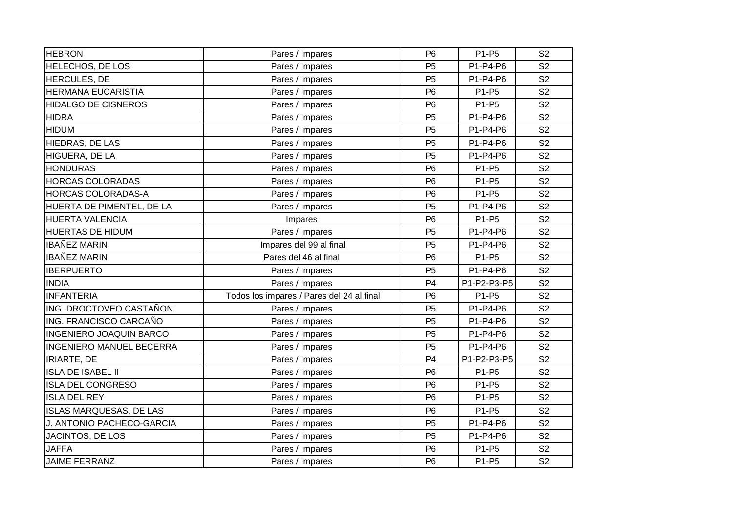| HEBRON | Pares / Impares | P6 | P1-P5 | S2 |
|---|---|---|---|---|
| HELECHOS, DE LOS | Pares / Impares | P5 | P1-P4-P6 | S2 |
| HERCULES, DE | Pares / Impares | P5 | P1-P4-P6 | S2 |
| HERMANA EUCARISTIA | Pares / Impares | P6 | P1-P5 | S2 |
| HIDALGO DE CISNEROS | Pares / Impares | P6 | P1-P5 | S2 |
| HIDRA | Pares / Impares | P5 | P1-P4-P6 | S2 |
| HIDUM | Pares / Impares | P5 | P1-P4-P6 | S2 |
| HIEDRAS, DE LAS | Pares / Impares | P5 | P1-P4-P6 | S2 |
| HIGUERA, DE LA | Pares / Impares | P5 | P1-P4-P6 | S2 |
| HONDURAS | Pares / Impares | P6 | P1-P5 | S2 |
| HORCAS COLORADAS | Pares / Impares | P6 | P1-P5 | S2 |
| HORCAS COLORADAS-A | Pares / Impares | P6 | P1-P5 | S2 |
| HUERTA DE PIMENTEL, DE LA | Pares / Impares | P5 | P1-P4-P6 | S2 |
| HUERTA VALENCIA | Impares | P6 | P1-P5 | S2 |
| HUERTAS DE HIDUM | Pares / Impares | P5 | P1-P4-P6 | S2 |
| IBAÑEZ MARIN | Impares del 99 al final | P5 | P1-P4-P6 | S2 |
| IBAÑEZ MARIN | Pares del 46 al final | P6 | P1-P5 | S2 |
| IBERPUERTO | Pares / Impares | P5 | P1-P4-P6 | S2 |
| INDIA | Pares / Impares | P4 | P1-P2-P3-P5 | S2 |
| INFANTERIA | Todos los impares / Pares del 24 al final | P6 | P1-P5 | S2 |
| ING. DROCTOVEO CASTAÑON | Pares / Impares | P5 | P1-P4-P6 | S2 |
| ING. FRANCISCO CARCAÑO | Pares / Impares | P5 | P1-P4-P6 | S2 |
| INGENIERO JOAQUIN BARCO | Pares / Impares | P5 | P1-P4-P6 | S2 |
| INGENIERO MANUEL BECERRA | Pares / Impares | P5 | P1-P4-P6 | S2 |
| IRIARTE, DE | Pares / Impares | P4 | P1-P2-P3-P5 | S2 |
| ISLA DE ISABEL II | Pares / Impares | P6 | P1-P5 | S2 |
| ISLA DEL CONGRESO | Pares / Impares | P6 | P1-P5 | S2 |
| ISLA DEL REY | Pares / Impares | P6 | P1-P5 | S2 |
| ISLAS MARQUESAS, DE LAS | Pares / Impares | P6 | P1-P5 | S2 |
| J. ANTONIO PACHECO-GARCIA | Pares / Impares | P5 | P1-P4-P6 | S2 |
| JACINTOS, DE LOS | Pares / Impares | P5 | P1-P4-P6 | S2 |
| JAFFA | Pares / Impares | P6 | P1-P5 | S2 |
| JAIME FERRANZ | Pares / Impares | P6 | P1-P5 | S2 |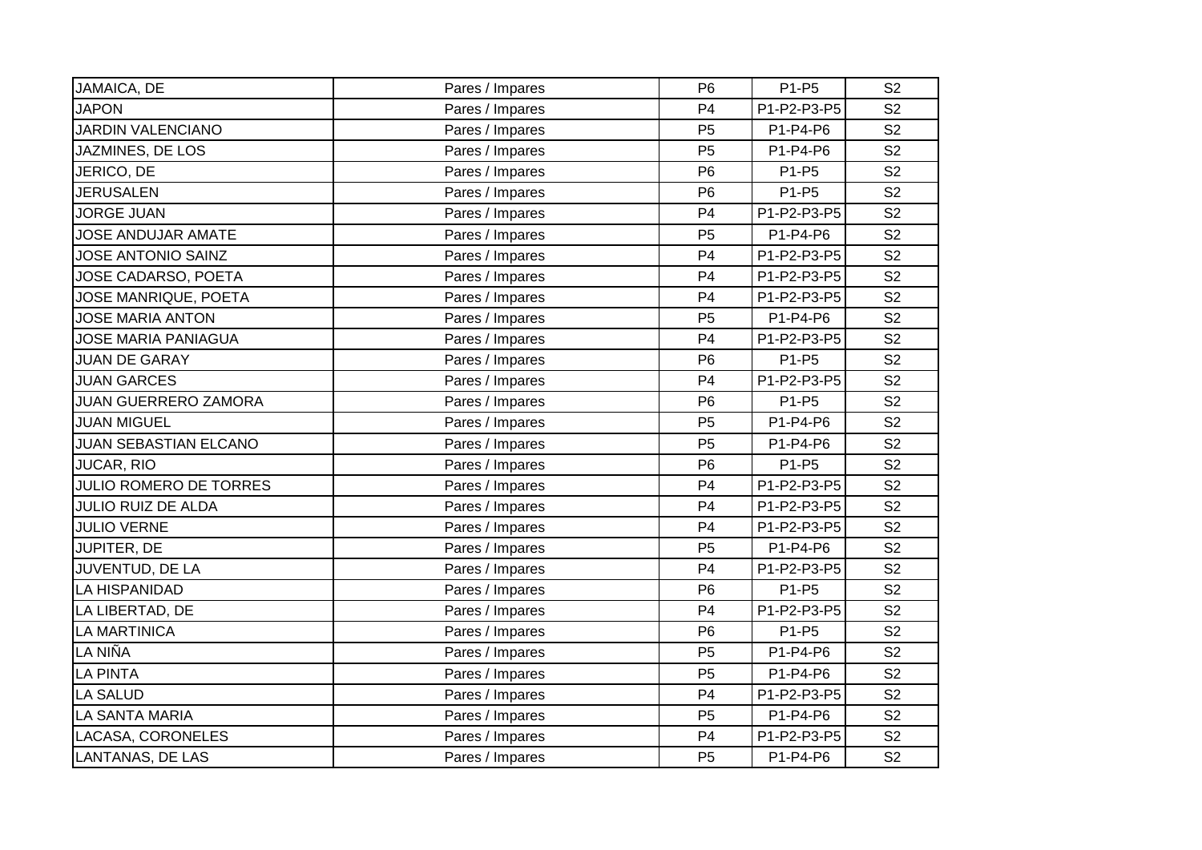| JAMAICA, DE | Pares / Impares | P6 | P1-P5 | S2 |
|---|---|---|---|---|
| JAPON | Pares / Impares | P4 | P1-P2-P3-P5 | S2 |
| JARDIN VALENCIANO | Pares / Impares | P5 | P1-P4-P6 | S2 |
| JAZMINES, DE LOS | Pares / Impares | P5 | P1-P4-P6 | S2 |
| JERICO, DE | Pares / Impares | P6 | P1-P5 | S2 |
| JERUSALEN | Pares / Impares | P6 | P1-P5 | S2 |
| JORGE JUAN | Pares / Impares | P4 | P1-P2-P3-P5 | S2 |
| JOSE ANDUJAR AMATE | Pares / Impares | P5 | P1-P4-P6 | S2 |
| JOSE ANTONIO SAINZ | Pares / Impares | P4 | P1-P2-P3-P5 | S2 |
| JOSE CADARSO, POETA | Pares / Impares | P4 | P1-P2-P3-P5 | S2 |
| JOSE MANRIQUE, POETA | Pares / Impares | P4 | P1-P2-P3-P5 | S2 |
| JOSE MARIA ANTON | Pares / Impares | P5 | P1-P4-P6 | S2 |
| JOSE MARIA PANIAGUA | Pares / Impares | P4 | P1-P2-P3-P5 | S2 |
| JUAN DE GARAY | Pares / Impares | P6 | P1-P5 | S2 |
| JUAN GARCES | Pares / Impares | P4 | P1-P2-P3-P5 | S2 |
| JUAN GUERRERO ZAMORA | Pares / Impares | P6 | P1-P5 | S2 |
| JUAN MIGUEL | Pares / Impares | P5 | P1-P4-P6 | S2 |
| JUAN SEBASTIAN ELCANO | Pares / Impares | P5 | P1-P4-P6 | S2 |
| JUCAR, RIO | Pares / Impares | P6 | P1-P5 | S2 |
| JULIO ROMERO DE TORRES | Pares / Impares | P4 | P1-P2-P3-P5 | S2 |
| JULIO RUIZ DE ALDA | Pares / Impares | P4 | P1-P2-P3-P5 | S2 |
| JULIO VERNE | Pares / Impares | P4 | P1-P2-P3-P5 | S2 |
| JUPITER, DE | Pares / Impares | P5 | P1-P4-P6 | S2 |
| JUVENTUD, DE LA | Pares / Impares | P4 | P1-P2-P3-P5 | S2 |
| LA HISPANIDAD | Pares / Impares | P6 | P1-P5 | S2 |
| LA LIBERTAD, DE | Pares / Impares | P4 | P1-P2-P3-P5 | S2 |
| LA MARTINICA | Pares / Impares | P6 | P1-P5 | S2 |
| LA NIÑA | Pares / Impares | P5 | P1-P4-P6 | S2 |
| LA PINTA | Pares / Impares | P5 | P1-P4-P6 | S2 |
| LA SALUD | Pares / Impares | P4 | P1-P2-P3-P5 | S2 |
| LA SANTA MARIA | Pares / Impares | P5 | P1-P4-P6 | S2 |
| LACASA, CORONELES | Pares / Impares | P4 | P1-P2-P3-P5 | S2 |
| LANTANAS, DE LAS | Pares / Impares | P5 | P1-P4-P6 | S2 |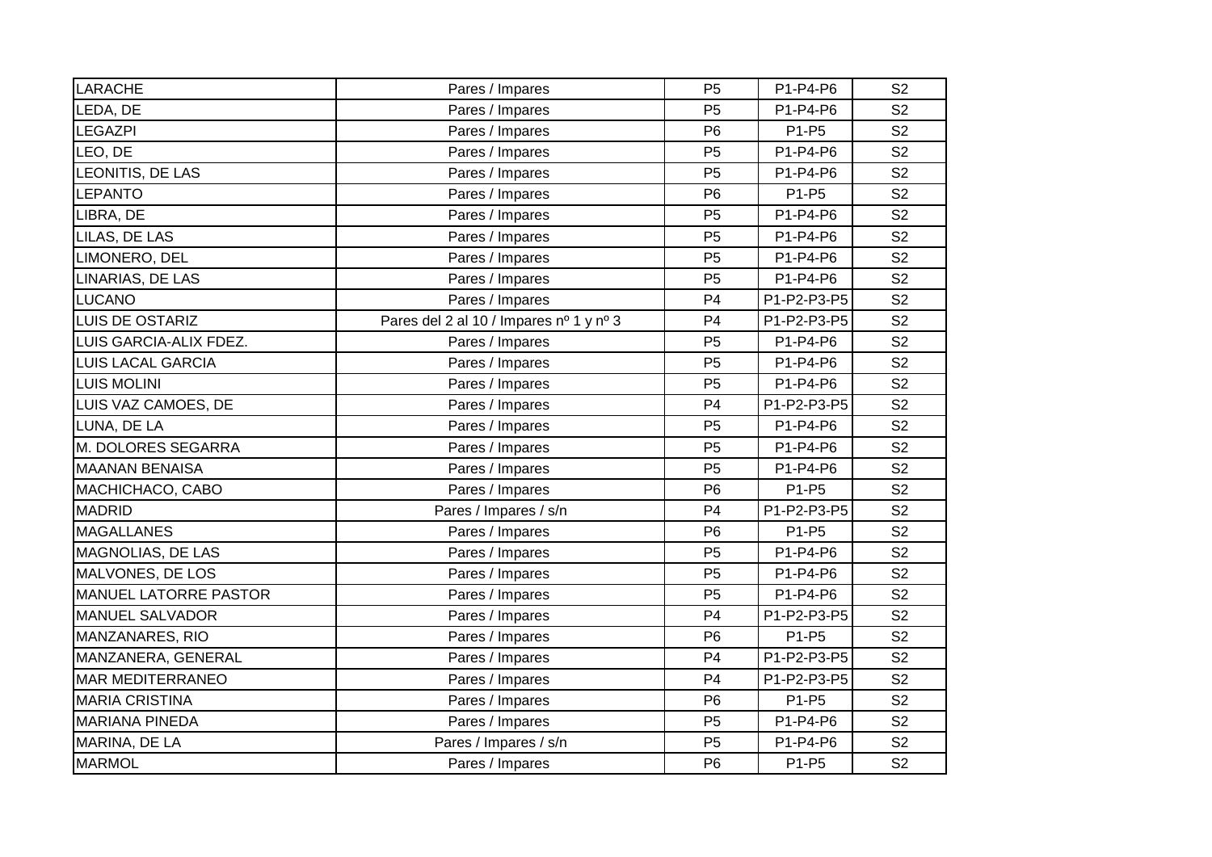| LARACHE | Pares / Impares | P5 | P1-P4-P6 | S2 |
|---|---|---|---|---|
| LEDA, DE | Pares / Impares | P5 | P1-P4-P6 | S2 |
| LEGAZPI | Pares / Impares | P6 | P1-P5 | S2 |
| LEO, DE | Pares / Impares | P5 | P1-P4-P6 | S2 |
| LEONITIS, DE LAS | Pares / Impares | P5 | P1-P4-P6 | S2 |
| LEPANTO | Pares / Impares | P6 | P1-P5 | S2 |
| LIBRA, DE | Pares / Impares | P5 | P1-P4-P6 | S2 |
| LILAS, DE LAS | Pares / Impares | P5 | P1-P4-P6 | S2 |
| LIMONERO, DEL | Pares / Impares | P5 | P1-P4-P6 | S2 |
| LINARIAS, DE LAS | Pares / Impares | P5 | P1-P4-P6 | S2 |
| LUCANO | Pares / Impares | P4 | P1-P2-P3-P5 | S2 |
| LUIS DE OSTARIZ | Pares del 2 al 10 / Impares nº 1 y nº 3 | P4 | P1-P2-P3-P5 | S2 |
| LUIS GARCIA-ALIX FDEZ. | Pares / Impares | P5 | P1-P4-P6 | S2 |
| LUIS LACAL GARCIA | Pares / Impares | P5 | P1-P4-P6 | S2 |
| LUIS MOLINI | Pares / Impares | P5 | P1-P4-P6 | S2 |
| LUIS VAZ CAMOES, DE | Pares / Impares | P4 | P1-P2-P3-P5 | S2 |
| LUNA, DE LA | Pares / Impares | P5 | P1-P4-P6 | S2 |
| M. DOLORES SEGARRA | Pares / Impares | P5 | P1-P4-P6 | S2 |
| MAANAN BENAISA | Pares / Impares | P5 | P1-P4-P6 | S2 |
| MACHICHACO, CABO | Pares / Impares | P6 | P1-P5 | S2 |
| MADRID | Pares / Impares / s/n | P4 | P1-P2-P3-P5 | S2 |
| MAGALLANES | Pares / Impares | P6 | P1-P5 | S2 |
| MAGNOLIAS, DE LAS | Pares / Impares | P5 | P1-P4-P6 | S2 |
| MALVONES, DE LOS | Pares / Impares | P5 | P1-P4-P6 | S2 |
| MANUEL LATORRE PASTOR | Pares / Impares | P5 | P1-P4-P6 | S2 |
| MANUEL SALVADOR | Pares / Impares | P4 | P1-P2-P3-P5 | S2 |
| MANZANARES, RIO | Pares / Impares | P6 | P1-P5 | S2 |
| MANZANERA, GENERAL | Pares / Impares | P4 | P1-P2-P3-P5 | S2 |
| MAR MEDITERRANEO | Pares / Impares | P4 | P1-P2-P3-P5 | S2 |
| MARIA CRISTINA | Pares / Impares | P6 | P1-P5 | S2 |
| MARIANA PINEDA | Pares / Impares | P5 | P1-P4-P6 | S2 |
| MARINA, DE LA | Pares / Impares / s/n | P5 | P1-P4-P6 | S2 |
| MARMOL | Pares / Impares | P6 | P1-P5 | S2 |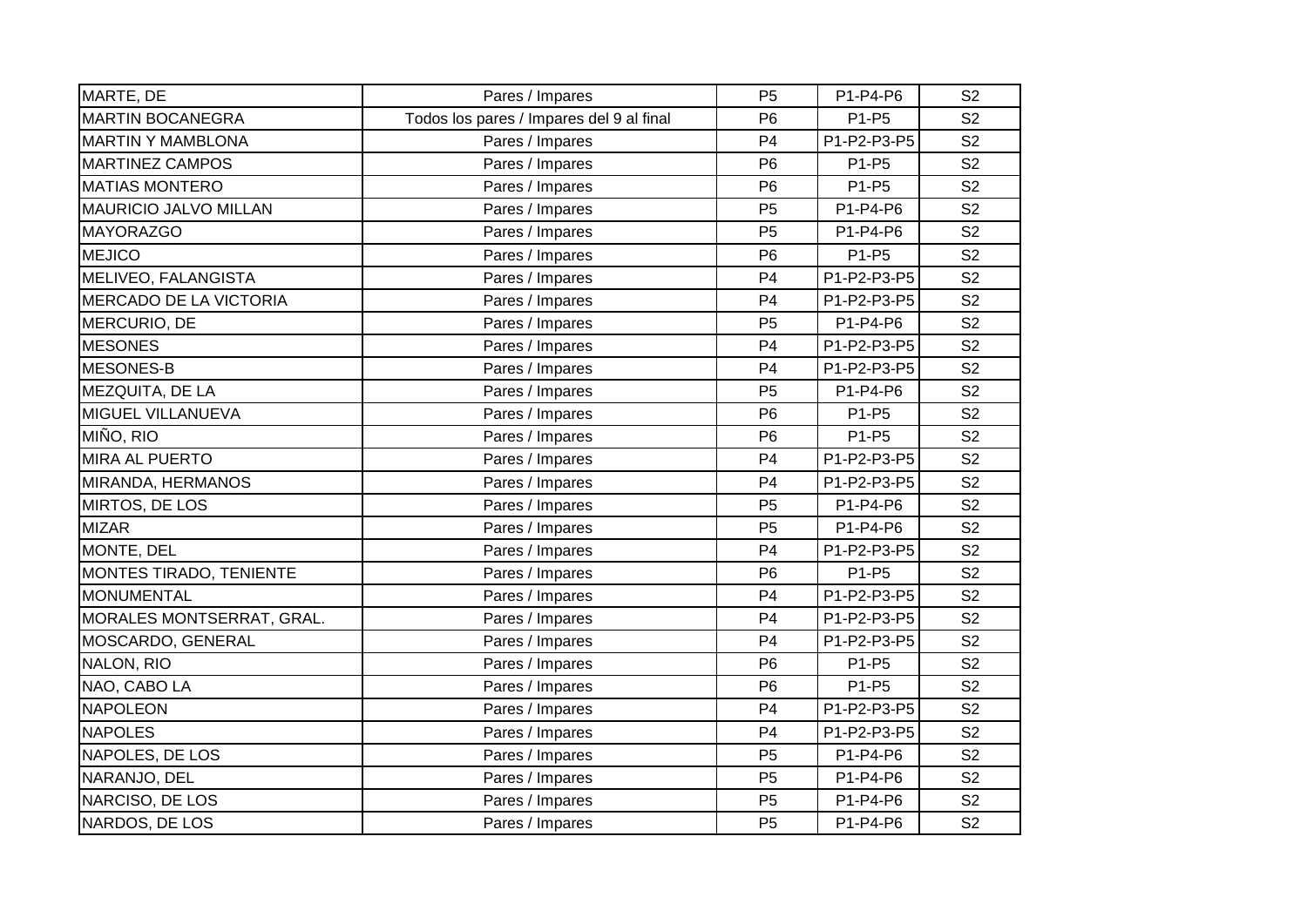| | | | | |
|---|---|---|---|---|
| MARTE, DE | Pares / Impares | P5 | P1-P4-P6 | S2 |
| MARTIN BOCANEGRA | Todos los pares / Impares del 9 al final | P6 | P1-P5 | S2 |
| MARTIN Y MAMBLONA | Pares / Impares | P4 | P1-P2-P3-P5 | S2 |
| MARTINEZ CAMPOS | Pares / Impares | P6 | P1-P5 | S2 |
| MATIAS MONTERO | Pares / Impares | P6 | P1-P5 | S2 |
| MAURICIO JALVO MILLAN | Pares / Impares | P5 | P1-P4-P6 | S2 |
| MAYORAZGO | Pares / Impares | P5 | P1-P4-P6 | S2 |
| MEJICO | Pares / Impares | P6 | P1-P5 | S2 |
| MELIVEO, FALANGISTA | Pares / Impares | P4 | P1-P2-P3-P5 | S2 |
| MERCADO DE LA VICTORIA | Pares / Impares | P4 | P1-P2-P3-P5 | S2 |
| MERCURIO, DE | Pares / Impares | P5 | P1-P4-P6 | S2 |
| MESONES | Pares / Impares | P4 | P1-P2-P3-P5 | S2 |
| MESONES-B | Pares / Impares | P4 | P1-P2-P3-P5 | S2 |
| MEZQUITA, DE LA | Pares / Impares | P5 | P1-P4-P6 | S2 |
| MIGUEL VILLANUEVA | Pares / Impares | P6 | P1-P5 | S2 |
| MIÑO, RIO | Pares / Impares | P6 | P1-P5 | S2 |
| MIRA AL PUERTO | Pares / Impares | P4 | P1-P2-P3-P5 | S2 |
| MIRANDA, HERMANOS | Pares / Impares | P4 | P1-P2-P3-P5 | S2 |
| MIRTOS, DE LOS | Pares / Impares | P5 | P1-P4-P6 | S2 |
| MIZAR | Pares / Impares | P5 | P1-P4-P6 | S2 |
| MONTE, DEL | Pares / Impares | P4 | P1-P2-P3-P5 | S2 |
| MONTES TIRADO, TENIENTE | Pares / Impares | P6 | P1-P5 | S2 |
| MONUMENTAL | Pares / Impares | P4 | P1-P2-P3-P5 | S2 |
| MORALES MONTSERRAT, GRAL. | Pares / Impares | P4 | P1-P2-P3-P5 | S2 |
| MOSCARDO, GENERAL | Pares / Impares | P4 | P1-P2-P3-P5 | S2 |
| NALON, RIO | Pares / Impares | P6 | P1-P5 | S2 |
| NAO, CABO LA | Pares / Impares | P6 | P1-P5 | S2 |
| NAPOLEON | Pares / Impares | P4 | P1-P2-P3-P5 | S2 |
| NAPOLES | Pares / Impares | P4 | P1-P2-P3-P5 | S2 |
| NAPOLES, DE LOS | Pares / Impares | P5 | P1-P4-P6 | S2 |
| NARANJO, DEL | Pares / Impares | P5 | P1-P4-P6 | S2 |
| NARCISO, DE LOS | Pares / Impares | P5 | P1-P4-P6 | S2 |
| NARDOS, DE LOS | Pares / Impares | P5 | P1-P4-P6 | S2 |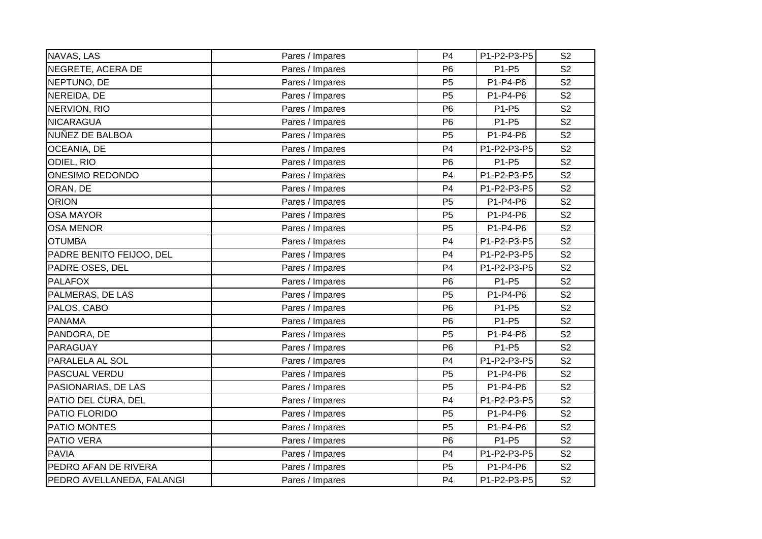| | | | | |
|---|---|---|---|---|
| NAVAS, LAS | Pares / Impares | P4 | P1-P2-P3-P5 | S2 |
| NEGRETE, ACERA DE | Pares / Impares | P6 | P1-P5 | S2 |
| NEPTUNO, DE | Pares / Impares | P5 | P1-P4-P6 | S2 |
| NEREIDA, DE | Pares / Impares | P5 | P1-P4-P6 | S2 |
| NERVION, RIO | Pares / Impares | P6 | P1-P5 | S2 |
| NICARAGUA | Pares / Impares | P6 | P1-P5 | S2 |
| NUÑEZ DE BALBOA | Pares / Impares | P5 | P1-P4-P6 | S2 |
| OCEANIA, DE | Pares / Impares | P4 | P1-P2-P3-P5 | S2 |
| ODIEL, RIO | Pares / Impares | P6 | P1-P5 | S2 |
| ONESIMO REDONDO | Pares / Impares | P4 | P1-P2-P3-P5 | S2 |
| ORAN, DE | Pares / Impares | P4 | P1-P2-P3-P5 | S2 |
| ORION | Pares / Impares | P5 | P1-P4-P6 | S2 |
| OSA MAYOR | Pares / Impares | P5 | P1-P4-P6 | S2 |
| OSA MENOR | Pares / Impares | P5 | P1-P4-P6 | S2 |
| OTUMBA | Pares / Impares | P4 | P1-P2-P3-P5 | S2 |
| PADRE BENITO FEIJOO, DEL | Pares / Impares | P4 | P1-P2-P3-P5 | S2 |
| PADRE OSES, DEL | Pares / Impares | P4 | P1-P2-P3-P5 | S2 |
| PALAFOX | Pares / Impares | P6 | P1-P5 | S2 |
| PALMERAS, DE LAS | Pares / Impares | P5 | P1-P4-P6 | S2 |
| PALOS, CABO | Pares / Impares | P6 | P1-P5 | S2 |
| PANAMA | Pares / Impares | P6 | P1-P5 | S2 |
| PANDORA, DE | Pares / Impares | P5 | P1-P4-P6 | S2 |
| PARAGUAY | Pares / Impares | P6 | P1-P5 | S2 |
| PARALELA AL SOL | Pares / Impares | P4 | P1-P2-P3-P5 | S2 |
| PASCUAL VERDU | Pares / Impares | P5 | P1-P4-P6 | S2 |
| PASIONARIAS, DE LAS | Pares / Impares | P5 | P1-P4-P6 | S2 |
| PATIO DEL CURA, DEL | Pares / Impares | P4 | P1-P2-P3-P5 | S2 |
| PATIO FLORIDO | Pares / Impares | P5 | P1-P4-P6 | S2 |
| PATIO MONTES | Pares / Impares | P5 | P1-P4-P6 | S2 |
| PATIO VERA | Pares / Impares | P6 | P1-P5 | S2 |
| PAVIA | Pares / Impares | P4 | P1-P2-P3-P5 | S2 |
| PEDRO AFAN DE RIVERA | Pares / Impares | P5 | P1-P4-P6 | S2 |
| PEDRO AVELLANEDA, FALANGI | Pares / Impares | P4 | P1-P2-P3-P5 | S2 |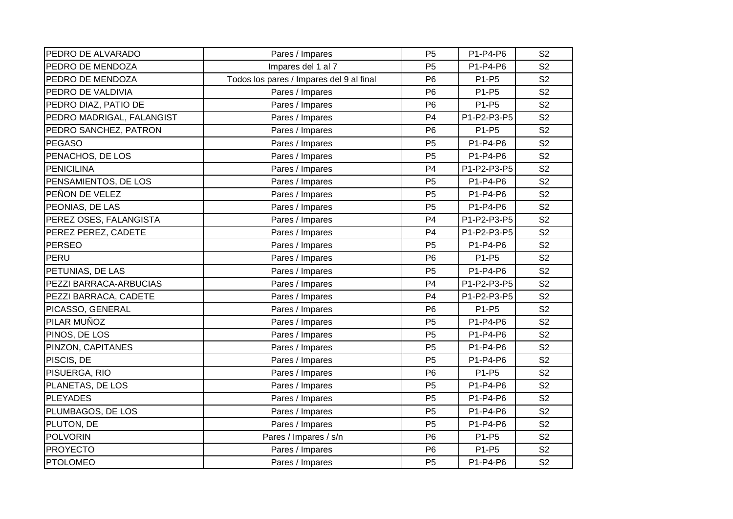| | | | | |
|---|---|---|---|---|
| PEDRO DE ALVARADO | Pares / Impares | P5 | P1-P4-P6 | S2 |
| PEDRO DE MENDOZA | Impares del 1 al 7 | P5 | P1-P4-P6 | S2 |
| PEDRO DE MENDOZA | Todos los pares / Impares del 9 al final | P6 | P1-P5 | S2 |
| PEDRO DE VALDIVIA | Pares / Impares | P6 | P1-P5 | S2 |
| PEDRO DIAZ, PATIO DE | Pares / Impares | P6 | P1-P5 | S2 |
| PEDRO MADRIGAL, FALANGIST | Pares / Impares | P4 | P1-P2-P3-P5 | S2 |
| PEDRO SANCHEZ, PATRON | Pares / Impares | P6 | P1-P5 | S2 |
| PEGASO | Pares / Impares | P5 | P1-P4-P6 | S2 |
| PENACHOS, DE LOS | Pares / Impares | P5 | P1-P4-P6 | S2 |
| PENICILINA | Pares / Impares | P4 | P1-P2-P3-P5 | S2 |
| PENSAMIENTOS, DE LOS | Pares / Impares | P5 | P1-P4-P6 | S2 |
| PEÑON DE VELEZ | Pares / Impares | P5 | P1-P4-P6 | S2 |
| PEONIAS, DE LAS | Pares / Impares | P5 | P1-P4-P6 | S2 |
| PEREZ OSES, FALANGISTA | Pares / Impares | P4 | P1-P2-P3-P5 | S2 |
| PEREZ PEREZ, CADETE | Pares / Impares | P4 | P1-P2-P3-P5 | S2 |
| PERSEO | Pares / Impares | P5 | P1-P4-P6 | S2 |
| PERU | Pares / Impares | P6 | P1-P5 | S2 |
| PETUNIAS, DE LAS | Pares / Impares | P5 | P1-P4-P6 | S2 |
| PEZZI BARRACA-ARBUCIAS | Pares / Impares | P4 | P1-P2-P3-P5 | S2 |
| PEZZI BARRACA, CADETE | Pares / Impares | P4 | P1-P2-P3-P5 | S2 |
| PICASSO, GENERAL | Pares / Impares | P6 | P1-P5 | S2 |
| PILAR MUÑOZ | Pares / Impares | P5 | P1-P4-P6 | S2 |
| PINOS, DE LOS | Pares / Impares | P5 | P1-P4-P6 | S2 |
| PINZON, CAPITANES | Pares / Impares | P5 | P1-P4-P6 | S2 |
| PISCIS, DE | Pares / Impares | P5 | P1-P4-P6 | S2 |
| PISUERGA, RIO | Pares / Impares | P6 | P1-P5 | S2 |
| PLANETAS, DE LOS | Pares / Impares | P5 | P1-P4-P6 | S2 |
| PLEYADES | Pares / Impares | P5 | P1-P4-P6 | S2 |
| PLUMBAGOS, DE LOS | Pares / Impares | P5 | P1-P4-P6 | S2 |
| PLUTON, DE | Pares / Impares | P5 | P1-P4-P6 | S2 |
| POLVORIN | Pares / Impares / s/n | P6 | P1-P5 | S2 |
| PROYECTO | Pares / Impares | P6 | P1-P5 | S2 |
| PTOLOMEO | Pares / Impares | P5 | P1-P4-P6 | S2 |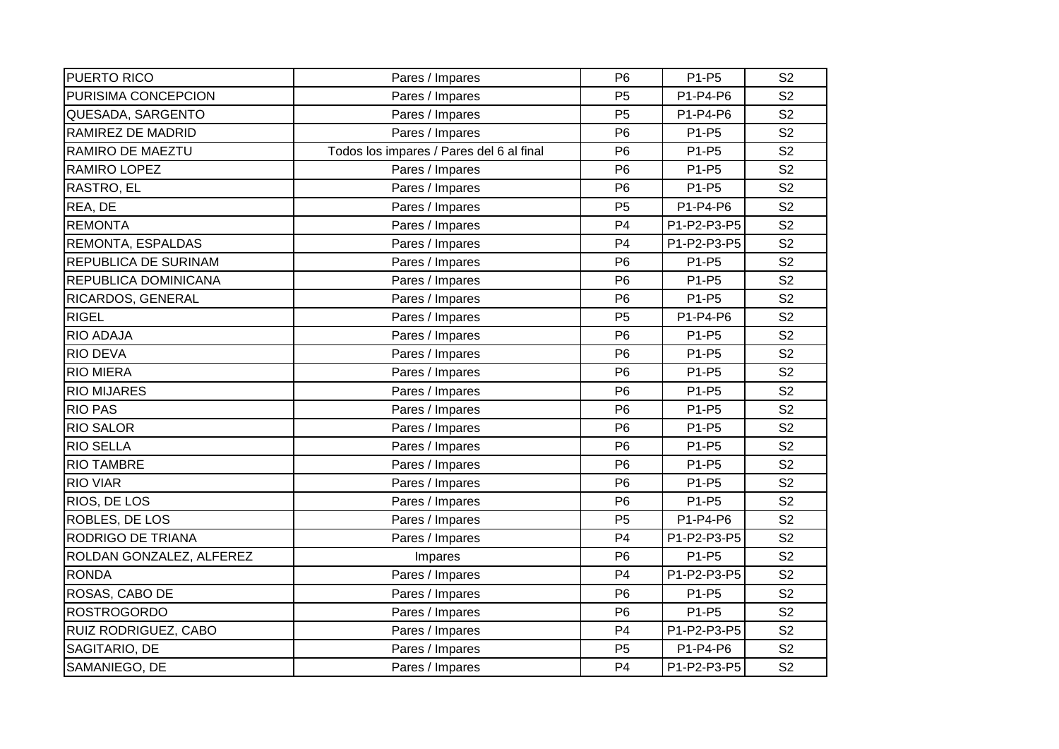| | | | | |
|---|---|---|---|---|
| PUERTO RICO | Pares / Impares | P6 | P1-P5 | S2 |
| PURISIMA CONCEPCION | Pares / Impares | P5 | P1-P4-P6 | S2 |
| QUESADA, SARGENTO | Pares / Impares | P5 | P1-P4-P6 | S2 |
| RAMIREZ DE MADRID | Pares / Impares | P6 | P1-P5 | S2 |
| RAMIRO DE MAEZTU | Todos los impares / Pares del 6 al final | P6 | P1-P5 | S2 |
| RAMIRO LOPEZ | Pares / Impares | P6 | P1-P5 | S2 |
| RASTRO, EL | Pares / Impares | P6 | P1-P5 | S2 |
| REA, DE | Pares / Impares | P5 | P1-P4-P6 | S2 |
| REMONTA | Pares / Impares | P4 | P1-P2-P3-P5 | S2 |
| REMONTA, ESPALDAS | Pares / Impares | P4 | P1-P2-P3-P5 | S2 |
| REPUBLICA DE SURINAM | Pares / Impares | P6 | P1-P5 | S2 |
| REPUBLICA DOMINICANA | Pares / Impares | P6 | P1-P5 | S2 |
| RICARDOS, GENERAL | Pares / Impares | P6 | P1-P5 | S2 |
| RIGEL | Pares / Impares | P5 | P1-P4-P6 | S2 |
| RIO ADAJA | Pares / Impares | P6 | P1-P5 | S2 |
| RIO DEVA | Pares / Impares | P6 | P1-P5 | S2 |
| RIO MIERA | Pares / Impares | P6 | P1-P5 | S2 |
| RIO MIJARES | Pares / Impares | P6 | P1-P5 | S2 |
| RIO PAS | Pares / Impares | P6 | P1-P5 | S2 |
| RIO SALOR | Pares / Impares | P6 | P1-P5 | S2 |
| RIO SELLA | Pares / Impares | P6 | P1-P5 | S2 |
| RIO TAMBRE | Pares / Impares | P6 | P1-P5 | S2 |
| RIO VIAR | Pares / Impares | P6 | P1-P5 | S2 |
| RIOS, DE LOS | Pares / Impares | P6 | P1-P5 | S2 |
| ROBLES, DE LOS | Pares / Impares | P5 | P1-P4-P6 | S2 |
| RODRIGO DE TRIANA | Pares / Impares | P4 | P1-P2-P3-P5 | S2 |
| ROLDAN GONZALEZ, ALFEREZ | Impares | P6 | P1-P5 | S2 |
| RONDA | Pares / Impares | P4 | P1-P2-P3-P5 | S2 |
| ROSAS, CABO DE | Pares / Impares | P6 | P1-P5 | S2 |
| ROSTROGORDO | Pares / Impares | P6 | P1-P5 | S2 |
| RUIZ RODRIGUEZ, CABO | Pares / Impares | P4 | P1-P2-P3-P5 | S2 |
| SAGITARIO, DE | Pares / Impares | P5 | P1-P4-P6 | S2 |
| SAMANIEGO, DE | Pares / Impares | P4 | P1-P2-P3-P5 | S2 |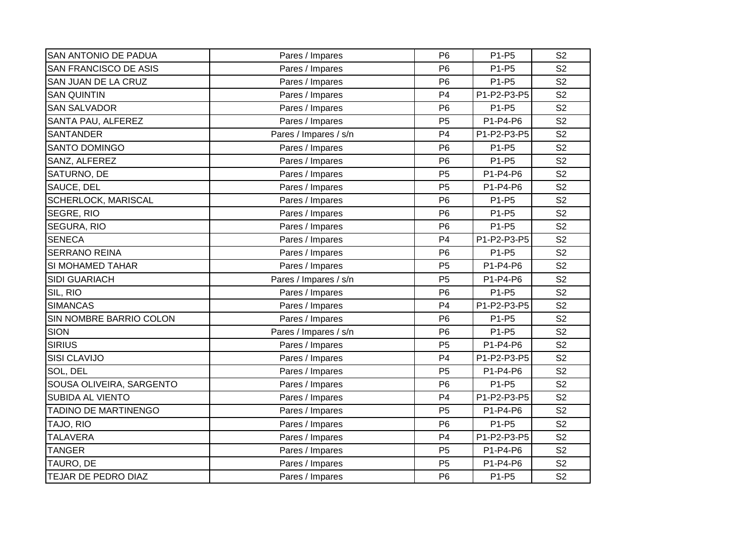| | | | | |
|---|---|---|---|---|
| SAN ANTONIO DE PADUA | Pares / Impares | P6 | P1-P5 | S2 |
| SAN FRANCISCO DE ASIS | Pares / Impares | P6 | P1-P5 | S2 |
| SAN JUAN DE LA CRUZ | Pares / Impares | P6 | P1-P5 | S2 |
| SAN QUINTIN | Pares / Impares | P4 | P1-P2-P3-P5 | S2 |
| SAN SALVADOR | Pares / Impares | P6 | P1-P5 | S2 |
| SANTA PAU, ALFEREZ | Pares / Impares | P5 | P1-P4-P6 | S2 |
| SANTANDER | Pares / Impares / s/n | P4 | P1-P2-P3-P5 | S2 |
| SANTO DOMINGO | Pares / Impares | P6 | P1-P5 | S2 |
| SANZ, ALFEREZ | Pares / Impares | P6 | P1-P5 | S2 |
| SATURNO, DE | Pares / Impares | P5 | P1-P4-P6 | S2 |
| SAUCE, DEL | Pares / Impares | P5 | P1-P4-P6 | S2 |
| SCHERLOCK, MARISCAL | Pares / Impares | P6 | P1-P5 | S2 |
| SEGRE, RIO | Pares / Impares | P6 | P1-P5 | S2 |
| SEGURA, RIO | Pares / Impares | P6 | P1-P5 | S2 |
| SENECA | Pares / Impares | P4 | P1-P2-P3-P5 | S2 |
| SERRANO REINA | Pares / Impares | P6 | P1-P5 | S2 |
| SI MOHAMED TAHAR | Pares / Impares | P5 | P1-P4-P6 | S2 |
| SIDI GUARIACH | Pares / Impares / s/n | P5 | P1-P4-P6 | S2 |
| SIL, RIO | Pares / Impares | P6 | P1-P5 | S2 |
| SIMANCAS | Pares / Impares | P4 | P1-P2-P3-P5 | S2 |
| SIN NOMBRE BARRIO COLON | Pares / Impares | P6 | P1-P5 | S2 |
| SION | Pares / Impares / s/n | P6 | P1-P5 | S2 |
| SIRIUS | Pares / Impares | P5 | P1-P4-P6 | S2 |
| SISI CLAVIJO | Pares / Impares | P4 | P1-P2-P3-P5 | S2 |
| SOL, DEL | Pares / Impares | P5 | P1-P4-P6 | S2 |
| SOUSA OLIVEIRA, SARGENTO | Pares / Impares | P6 | P1-P5 | S2 |
| SUBIDA AL VIENTO | Pares / Impares | P4 | P1-P2-P3-P5 | S2 |
| TADINO DE MARTINENGO | Pares / Impares | P5 | P1-P4-P6 | S2 |
| TAJO, RIO | Pares / Impares | P6 | P1-P5 | S2 |
| TALAVERA | Pares / Impares | P4 | P1-P2-P3-P5 | S2 |
| TANGER | Pares / Impares | P5 | P1-P4-P6 | S2 |
| TAURO, DE | Pares / Impares | P5 | P1-P4-P6 | S2 |
| TEJAR DE PEDRO DIAZ | Pares / Impares | P6 | P1-P5 | S2 |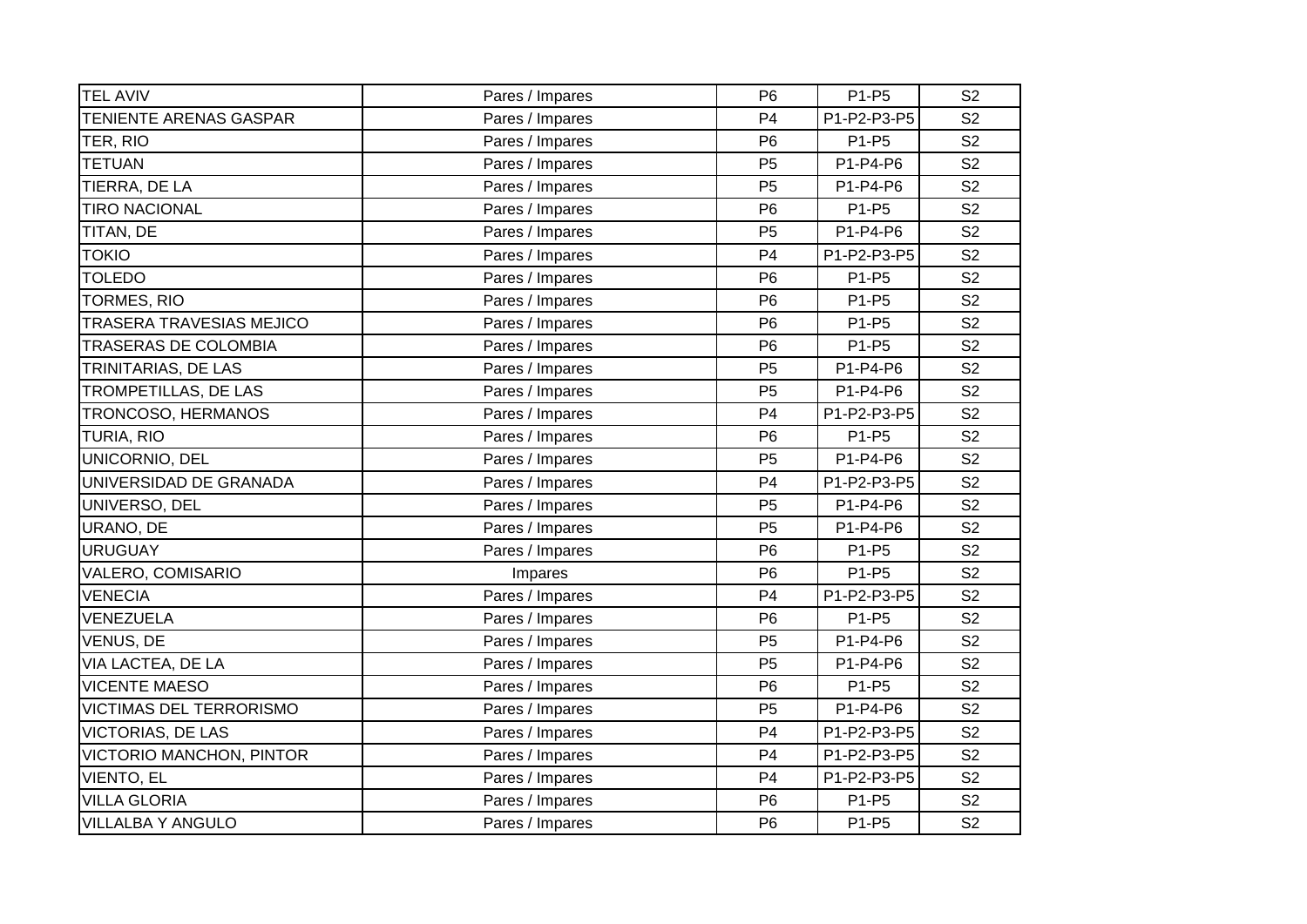| | | | | |
|---|---|---|---|---|
| TEL AVIV | Pares / Impares | P6 | P1-P5 | S2 |
| TENIENTE ARENAS GASPAR | Pares / Impares | P4 | P1-P2-P3-P5 | S2 |
| TER, RIO | Pares / Impares | P6 | P1-P5 | S2 |
| TETUAN | Pares / Impares | P5 | P1-P4-P6 | S2 |
| TIERRA, DE LA | Pares / Impares | P5 | P1-P4-P6 | S2 |
| TIRO NACIONAL | Pares / Impares | P6 | P1-P5 | S2 |
| TITAN, DE | Pares / Impares | P5 | P1-P4-P6 | S2 |
| TOKIO | Pares / Impares | P4 | P1-P2-P3-P5 | S2 |
| TOLEDO | Pares / Impares | P6 | P1-P5 | S2 |
| TORMES, RIO | Pares / Impares | P6 | P1-P5 | S2 |
| TRASERA TRAVESIAS MEJICO | Pares / Impares | P6 | P1-P5 | S2 |
| TRASERAS DE COLOMBIA | Pares / Impares | P6 | P1-P5 | S2 |
| TRINITARIAS, DE LAS | Pares / Impares | P5 | P1-P4-P6 | S2 |
| TROMPETILLAS, DE LAS | Pares / Impares | P5 | P1-P4-P6 | S2 |
| TRONCOSO, HERMANOS | Pares / Impares | P4 | P1-P2-P3-P5 | S2 |
| TURIA, RIO | Pares / Impares | P6 | P1-P5 | S2 |
| UNICORNIO, DEL | Pares / Impares | P5 | P1-P4-P6 | S2 |
| UNIVERSIDAD DE GRANADA | Pares / Impares | P4 | P1-P2-P3-P5 | S2 |
| UNIVERSO, DEL | Pares / Impares | P5 | P1-P4-P6 | S2 |
| URANO, DE | Pares / Impares | P5 | P1-P4-P6 | S2 |
| URUGUAY | Pares / Impares | P6 | P1-P5 | S2 |
| VALERO, COMISARIO | Impares | P6 | P1-P5 | S2 |
| VENECIA | Pares / Impares | P4 | P1-P2-P3-P5 | S2 |
| VENEZUELA | Pares / Impares | P6 | P1-P5 | S2 |
| VENUS, DE | Pares / Impares | P5 | P1-P4-P6 | S2 |
| VIA LACTEA, DE LA | Pares / Impares | P5 | P1-P4-P6 | S2 |
| VICENTE MAESO | Pares / Impares | P6 | P1-P5 | S2 |
| VICTIMAS DEL TERRORISMO | Pares / Impares | P5 | P1-P4-P6 | S2 |
| VICTORIAS, DE LAS | Pares / Impares | P4 | P1-P2-P3-P5 | S2 |
| VICTORIO MANCHON, PINTOR | Pares / Impares | P4 | P1-P2-P3-P5 | S2 |
| VIENTO, EL | Pares / Impares | P4 | P1-P2-P3-P5 | S2 |
| VILLA GLORIA | Pares / Impares | P6 | P1-P5 | S2 |
| VILLALBA Y ANGULO | Pares / Impares | P6 | P1-P5 | S2 |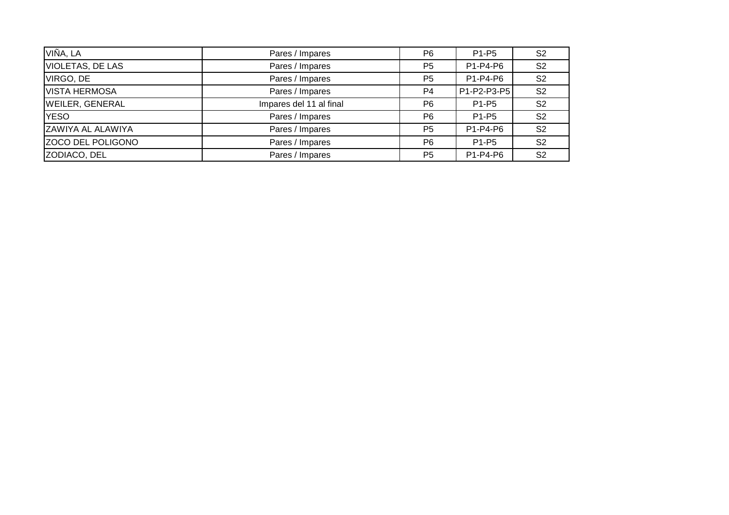| | | | | |
|---|---|---|---|---|
| VIÑA, LA | Pares / Impares | P6 | P1-P5 | S2 |
| VIOLETAS, DE LAS | Pares / Impares | P5 | P1-P4-P6 | S2 |
| VIRGO, DE | Pares / Impares | P5 | P1-P4-P6 | S2 |
| VISTA HERMOSA | Pares / Impares | P4 | P1-P2-P3-P5 | S2 |
| WEILER, GENERAL | Impares del 11 al final | P6 | P1-P5 | S2 |
| YESO | Pares / Impares | P6 | P1-P5 | S2 |
| ZAWIYA AL ALAWIYA | Pares / Impares | P5 | P1-P4-P6 | S2 |
| ZOCO DEL POLIGONO | Pares / Impares | P6 | P1-P5 | S2 |
| ZODIACO, DEL | Pares / Impares | P5 | P1-P4-P6 | S2 |